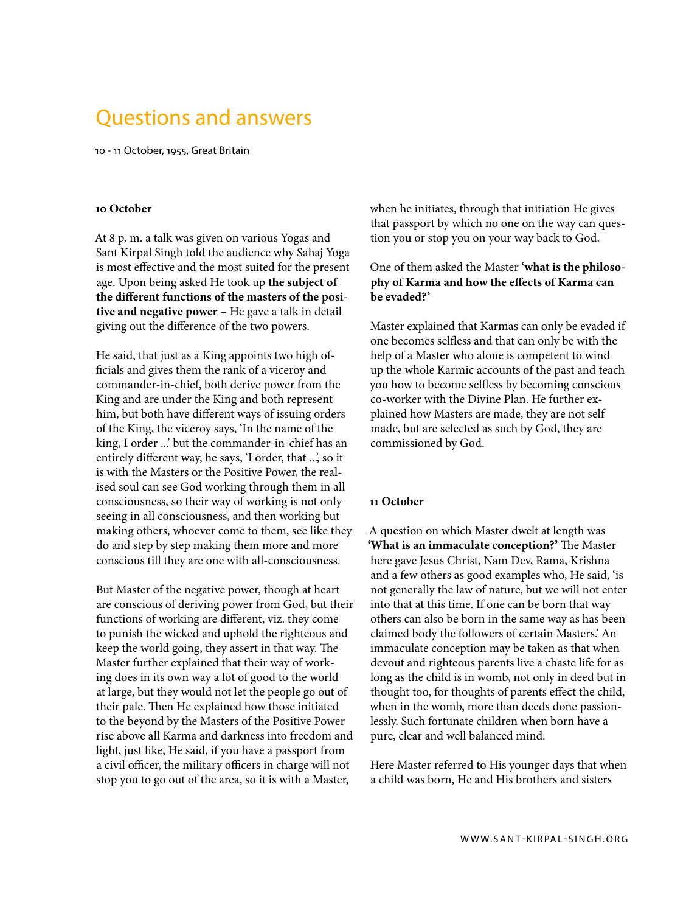# Questions and answers

10 - 11 October, 1955, Great Britain

**10 October**

At 8 p. m. a talk was given on various Yogas and Sant Kirpal Singh told the audience why Sahaj Yoga is most effective and the most suited for the present age. Upon being asked He took up **the subject of the different functions of the masters of the positive and negative power** – He gave a talk in detail giving out the difference of the two powers.

He said, that just as a King appoints two high officials and gives them the rank of a viceroy and commander-in-chief, both derive power from the King and are under the King and both represent him, but both have different ways of issuing orders of the King, the viceroy says, 'In the name of the king, I order ...' but the commander-in-chief has an entirely different way, he says, 'I order, that ...', so it is with the Masters or the Positive Power, the realised soul can see God working through them in all consciousness, so their way of working is not only seeing in all consciousness, and then working but making others, whoever come to them, see like they do and step by step making them more and more conscious till they are one with all-consciousness.

But Master of the negative power, though at heart are conscious of deriving power from God, but their functions of working are different, viz. they come to punish the wicked and uphold the righteous and keep the world going, they assert in that way. The Master further explained that their way of working does in its own way a lot of good to the world at large, but they would not let the people go out of their pale. Then He explained how those initiated to the beyond by the Masters of the Positive Power rise above all Karma and darkness into freedom and light, just like, He said, if you have a passport from a civil officer, the military officers in charge will not stop you to go out of the area, so it is with a Master, when he initiates, through that initiation He gives that passport by which no one on the way can question you or stop you on your way back to God.

One of them asked the Master **'what is the philosophy of Karma and how the effects of Karma can be evaded?'**

Master explained that Karmas can only be evaded if one becomes selfless and that can only be with the help of a Master who alone is competent to wind up the whole Karmic accounts of the past and teach you how to become selfless by becoming conscious co-worker with the Divine Plan. He further explained how Masters are made, they are not self made, but are selected as such by God, they are commissioned by God.

**11 October**

A question on which Master dwelt at length was **'What is an immaculate conception?'** The Master here gave Jesus Christ, Nam Dev, Rama, Krishna and a few others as good examples who, He said, 'is not generally the law of nature, but we will not enter into that at this time. If one can be born that way others can also be born in the same way as has been claimed body the followers of certain Masters.' An immaculate conception may be taken as that when devout and righteous parents live a chaste life for as long as the child is in womb, not only in deed but in thought too, for thoughts of parents effect the child, when in the womb, more than deeds done passionlessly. Such fortunate children when born have a pure, clear and well balanced mind.

Here Master referred to His younger days that when a child was born, He and His brothers and sisters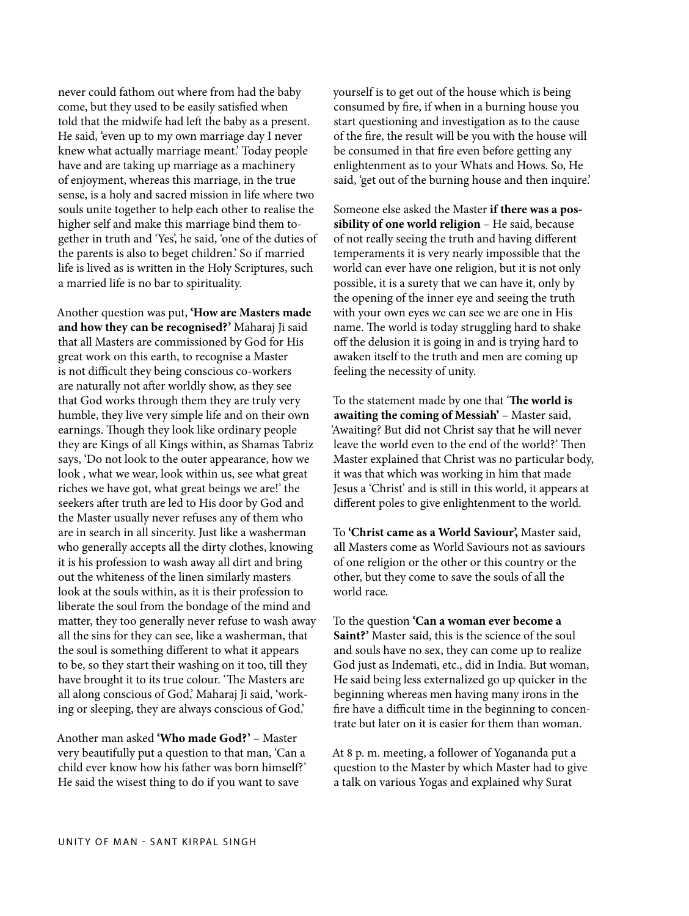never could fathom out where from had the baby come, but they used to be easily satisfied when told that the midwife had left the baby as a present. He said, 'even up to my own marriage day I never knew what actually marriage meant.' Today people have and are taking up marriage as a machinery of enjoyment, whereas this marriage, in the true sense, is a holy and sacred mission in life where two souls unite together to help each other to realise the higher self and make this marriage bind them together in truth and 'Yes', he said, 'one of the duties of the parents is also to beget children.' So if married life is lived as is written in the Holy Scriptures, such a married life is no bar to spirituality.

Another question was put, **'How are Masters made and how they can be recognised?'** Maharaj Ji said that all Masters are commissioned by God for His great work on this earth, to recognise a Master is not difficult they being conscious co-workers are naturally not after worldly show, as they see that God works through them they are truly very humble, they live very simple life and on their own earnings. Though they look like ordinary people they are Kings of all Kings within, as Shamas Tabriz says, 'Do not look to the outer appearance, how we look , what we wear, look within us, see what great riches we have got, what great beings we are!' the seekers after truth are led to His door by God and the Master usually never refuses any of them who are in search in all sincerity. Just like a washerman who generally accepts all the dirty clothes, knowing it is his profession to wash away all dirt and bring out the whiteness of the linen similarly masters look at the souls within, as it is their profession to liberate the soul from the bondage of the mind and matter, they too generally never refuse to wash away all the sins for they can see, like a washerman, that the soul is something different to what it appears to be, so they start their washing on it too, till they have brought it to its true colour. 'The Masters are all along conscious of God,' Maharaj Ji said, 'working or sleeping, they are always conscious of God.'

Another man asked **'Who made God?'** – Master very beautifully put a question to that man, 'Can a child ever know how his father was born himself?' He said the wisest thing to do if you want to save yourself is to get out of the house which is being consumed by fire, if when in a burning house you start questioning and investigation as to the cause of the fire, the result will be you with the house will be consumed in that fire even before getting any enlightenment as to your Whats and Hows. So, He said, 'get out of the burning house and then inquire.'

Someone else asked the Master **if there was a possibility of one world religion** – He said, because of not really seeing the truth and having different temperaments it is very nearly impossible that the world can ever have one religion, but it is not only possible, it is a surety that we can have it, only by the opening of the inner eye and seeing the truth with your own eyes we can see we are one in His name. The world is today struggling hard to shake off the delusion it is going in and is trying hard to awaken itself to the truth and men are coming up feeling the necessity of unity.

To the statement made by one that '**The world is awaiting the coming of Messiah'** – Master said, 'Awaiting? But did not Christ say that he will never leave the world even to the end of the world?' Then Master explained that Christ was no particular body, it was that which was working in him that made Jesus a 'Christ' and is still in this world, it appears at different poles to give enlightenment to the world.

To **'Christ came as a World Saviour',** Master said, all Masters come as World Saviours not as saviours of one religion or the other or this country or the other, but they come to save the souls of all the world race.

To the question **'Can a woman ever become a Saint?'** Master said, this is the science of the soul and souls have no sex, they can come up to realize God just as Indemati, etc., did in India. But woman, He said being less externalized go up quicker in the beginning whereas men having many irons in the fire have a difficult time in the beginning to concentrate but later on it is easier for them than woman.

At 8 p. m. meeting, a follower of Yogananda put a question to the Master by which Master had to give a talk on various Yogas and explained why Surat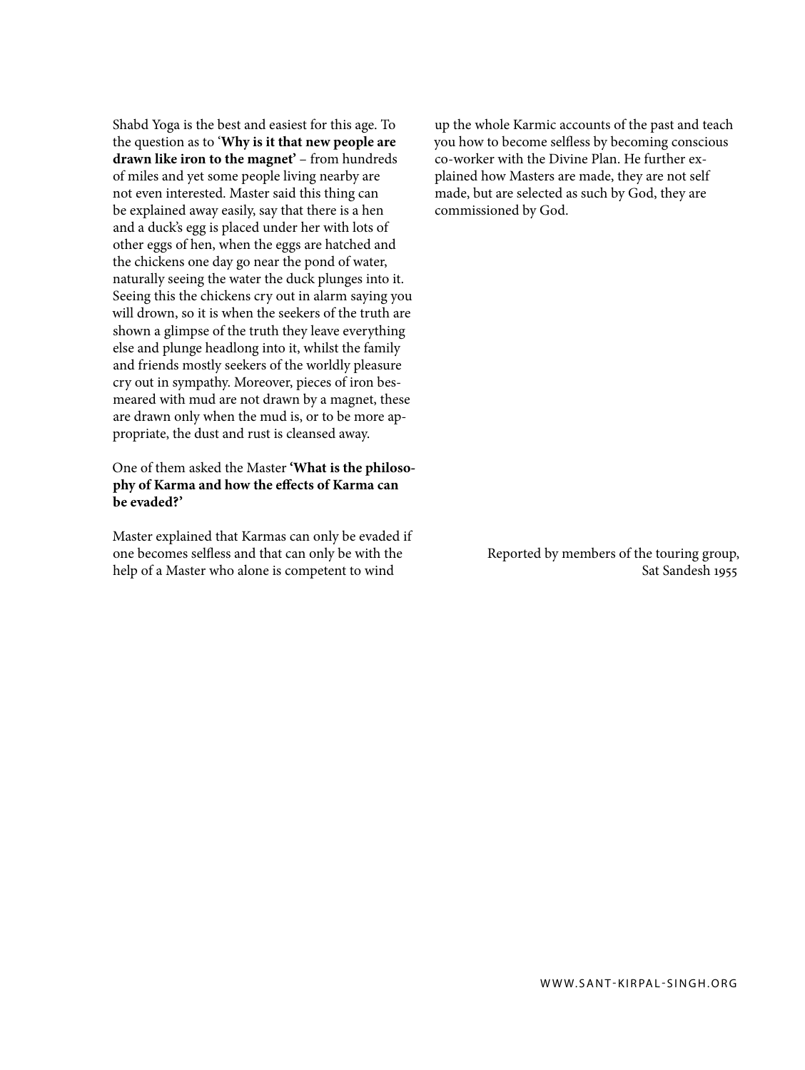Shabd Yoga is the best and easiest for this age. To the question as to '**Why is it that new people are drawn like iron to the magnet'** – from hundreds of miles and yet some people living nearby are not even interested. Master said this thing can be explained away easily, say that there is a hen and a duck's egg is placed under her with lots of other eggs of hen, when the eggs are hatched and the chickens one day go near the pond of water, naturally seeing the water the duck plunges into it. Seeing this the chickens cry out in alarm saying you will drown, so it is when the seekers of the truth are shown a glimpse of the truth they leave everything else and plunge headlong into it, whilst the family and friends mostly seekers of the worldly pleasure cry out in sympathy. Moreover, pieces of iron besmeared with mud are not drawn by a magnet, these are drawn only when the mud is, or to be more appropriate, the dust and rust is cleansed away.

One of them asked the Master **'What is the philosophy of Karma and how the effects of Karma can be evaded?'**

Master explained that Karmas can only be evaded if one becomes selfless and that can only be with the help of a Master who alone is competent to wind up the whole Karmic accounts of the past and teach you how to become selfless by becoming conscious co-worker with the Divine Plan. He further explained how Masters are made, they are not self made, but are selected as such by God, they are commissioned by God.

Reported by members of the touring group,
Sat Sandesh 1955